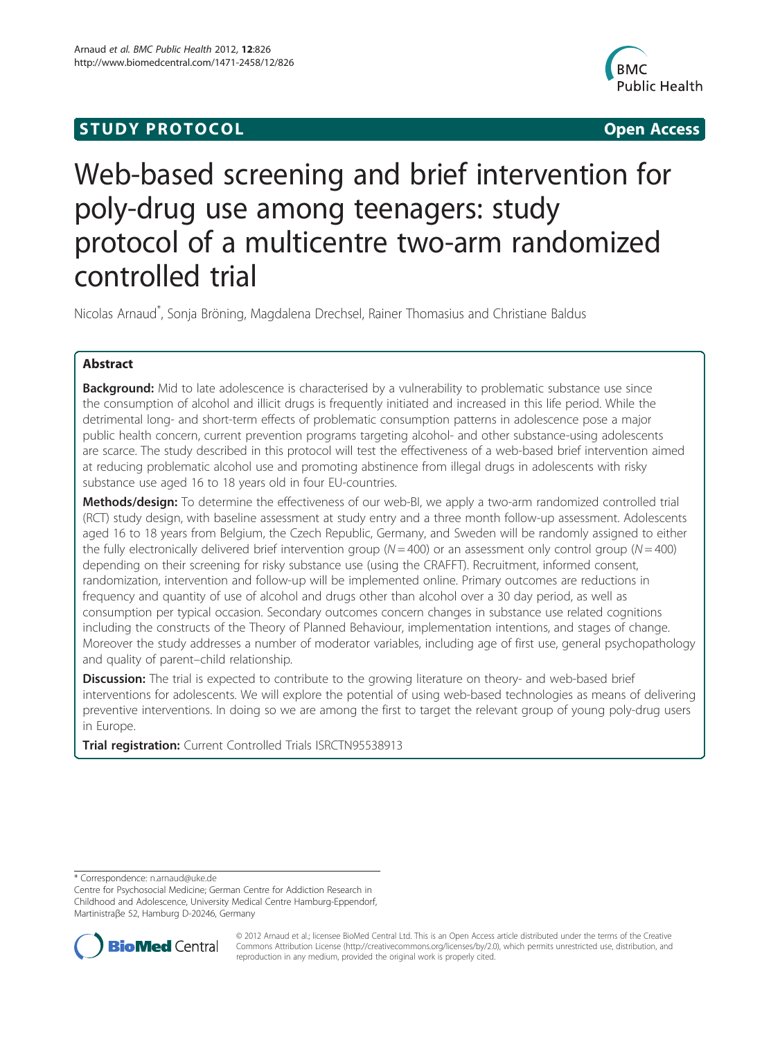**STUDY PROTOCOL** **Open Access**

# Web-based screening and brief intervention for poly-drug use among teenagers: study protocol of a multicentre two-arm randomized controlled trial

Nicolas Arnaud*, Sonja Bröning, Magdalena Drechsel, Rainer Thomasius and Christiane Baldus

## Abstract

**Background:** Mid to late adolescence is characterised by a vulnerability to problematic substance use since the consumption of alcohol and illicit drugs is frequently initiated and increased in this life period. While the detrimental long- and short-term effects of problematic consumption patterns in adolescence pose a major public health concern, current prevention programs targeting alcohol- and other substance-using adolescents are scarce. The study described in this protocol will test the effectiveness of a web-based brief intervention aimed at reducing problematic alcohol use and promoting abstinence from illegal drugs in adolescents with risky substance use aged 16 to 18 years old in four EU-countries.

**Methods/design:** To determine the effectiveness of our web-BI, we apply a two-arm randomized controlled trial (RCT) study design, with baseline assessment at study entry and a three month follow-up assessment. Adolescents aged 16 to 18 years from Belgium, the Czech Republic, Germany, and Sweden will be randomly assigned to either the fully electronically delivered brief intervention group ($N = 400$) or an assessment only control group ($N = 400$) depending on their screening for risky substance use (using the CRAFFT). Recruitment, informed consent, randomization, intervention and follow-up will be implemented online. Primary outcomes are reductions in frequency and quantity of use of alcohol and drugs other than alcohol over a 30 day period, as well as consumption per typical occasion. Secondary outcomes concern changes in substance use related cognitions including the constructs of the Theory of Planned Behaviour, implementation intentions, and stages of change. Moreover the study addresses a number of moderator variables, including age of first use, general psychopathology and quality of parent–child relationship.

**Discussion:** The trial is expected to contribute to the growing literature on theory- and web-based brief interventions for adolescents. We will explore the potential of using web-based technologies as means of delivering preventive interventions. In doing so we are among the first to target the relevant group of young poly-drug users in Europe.

**Trial registration:** Current Controlled Trials ISRCTN95538913

---

\* Correspondence: n.arnaud@uke.de
Centre for Psychosocial Medicine; German Centre for Addiction Research in Childhood and Adolescence, University Medical Centre Hamburg-Eppendorf, Martinistraβe 52, Hamburg D-20246, Germany

© 2012 Arnaud et al.; licensee BioMed Central Ltd. This is an Open Access article distributed under the terms of the Creative Commons Attribution License (http://creativecommons.org/licenses/by/2.0), which permits unrestricted use, distribution, and reproduction in any medium, provided the original work is properly cited.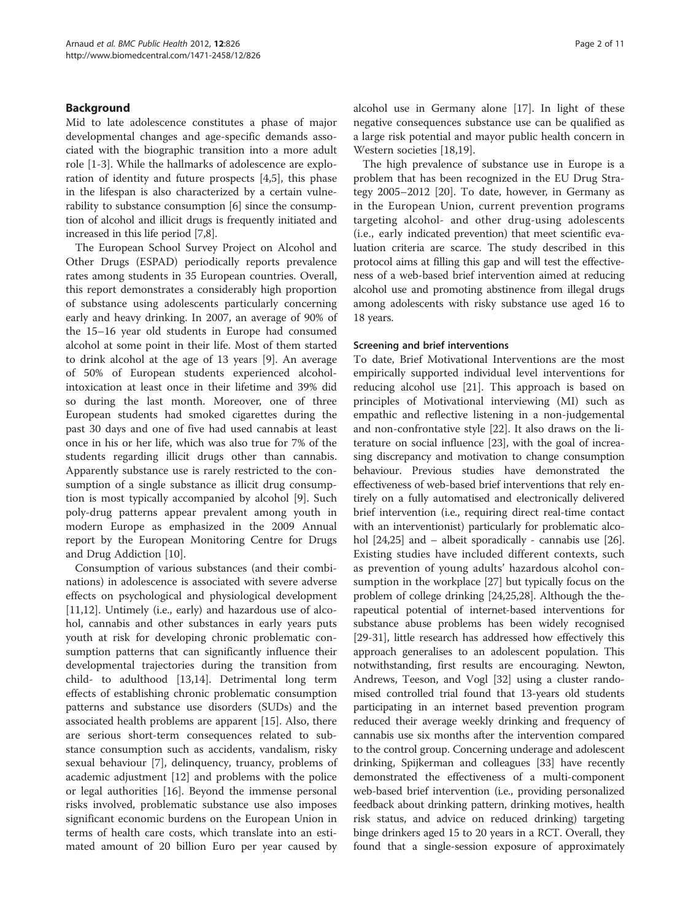## Background

Mid to late adolescence constitutes a phase of major developmental changes and age-specific demands associated with the biographic transition into a more adult role [1-3]. While the hallmarks of adolescence are exploration of identity and future prospects [4,5], this phase in the lifespan is also characterized by a certain vulnerability to substance consumption [6] since the consumption of alcohol and illicit drugs is frequently initiated and increased in this life period [7,8].

The European School Survey Project on Alcohol and Other Drugs (ESPAD) periodically reports prevalence rates among students in 35 European countries. Overall, this report demonstrates a considerably high proportion of substance using adolescents particularly concerning early and heavy drinking. In 2007, an average of 90% of the 15–16 year old students in Europe had consumed alcohol at some point in their life. Most of them started to drink alcohol at the age of 13 years [9]. An average of 50% of European students experienced alcohol-intoxication at least once in their lifetime and 39% did so during the last month. Moreover, one of three European students had smoked cigarettes during the past 30 days and one of five had used cannabis at least once in his or her life, which was also true for 7% of the students regarding illicit drugs other than cannabis. Apparently substance use is rarely restricted to the consumption of a single substance as illicit drug consumption is most typically accompanied by alcohol [9]. Such poly-drug patterns appear prevalent among youth in modern Europe as emphasized in the 2009 Annual report by the European Monitoring Centre for Drugs and Drug Addiction [10].

Consumption of various substances (and their combinations) in adolescence is associated with severe adverse effects on psychological and physiological development [11,12]. Untimely (i.e., early) and hazardous use of alcohol, cannabis and other substances in early years puts youth at risk for developing chronic problematic consumption patterns that can significantly influence their developmental trajectories during the transition from child- to adulthood [13,14]. Detrimental long term effects of establishing chronic problematic consumption patterns and substance use disorders (SUDs) and the associated health problems are apparent [15]. Also, there are serious short-term consequences related to substance consumption such as accidents, vandalism, risky sexual behaviour [7], delinquency, truancy, problems of academic adjustment [12] and problems with the police or legal authorities [16]. Beyond the immense personal risks involved, problematic substance use also imposes significant economic burdens on the European Union in terms of health care costs, which translate into an estimated amount of 20 billion Euro per year caused by alcohol use in Germany alone [17]. In light of these negative consequences substance use can be qualified as a large risk potential and mayor public health concern in Western societies [18,19].

The high prevalence of substance use in Europe is a problem that has been recognized in the EU Drug Strategy 2005–2012 [20]. To date, however, in Germany as in the European Union, current prevention programs targeting alcohol- and other drug-using adolescents (i.e., early indicated prevention) that meet scientific evaluation criteria are scarce. The study described in this protocol aims at filling this gap and will test the effectiveness of a web-based brief intervention aimed at reducing alcohol use and promoting abstinence from illegal drugs among adolescents with risky substance use aged 16 to 18 years.

### Screening and brief interventions

To date, Brief Motivational Interventions are the most empirically supported individual level interventions for reducing alcohol use [21]. This approach is based on principles of Motivational interviewing (MI) such as empathic and reflective listening in a non-judgemental and non-confrontative style [22]. It also draws on the literature on social influence [23], with the goal of increasing discrepancy and motivation to change consumption behaviour. Previous studies have demonstrated the effectiveness of web-based brief interventions that rely entirely on a fully automatised and electronically delivered brief intervention (i.e., requiring direct real-time contact with an interventionist) particularly for problematic alcohol [24,25] and – albeit sporadically - cannabis use [26]. Existing studies have included different contexts, such as prevention of young adults' hazardous alcohol consumption in the workplace [27] but typically focus on the problem of college drinking [24,25,28]. Although the therapeutical potential of internet-based interventions for substance abuse problems has been widely recognised [29-31], little research has addressed how effectively this approach generalises to an adolescent population. This notwithstanding, first results are encouraging. Newton, Andrews, Teeson, and Vogl [32] using a cluster randomised controlled trial found that 13-years old students participating in an internet based prevention program reduced their average weekly drinking and frequency of cannabis use six months after the intervention compared to the control group. Concerning underage and adolescent drinking, Spijkerman and colleagues [33] have recently demonstrated the effectiveness of a multi-component web-based brief intervention (i.e., providing personalized feedback about drinking pattern, drinking motives, health risk status, and advice on reduced drinking) targeting binge drinkers aged 15 to 20 years in a RCT. Overall, they found that a single-session exposure of approximately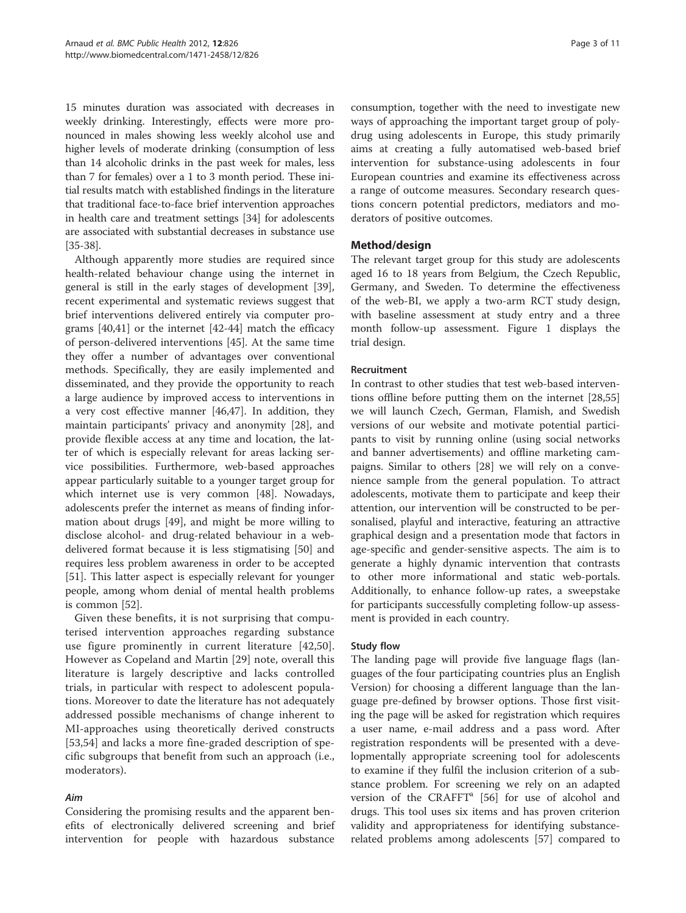15 minutes duration was associated with decreases in weekly drinking. Interestingly, effects were more pronounced in males showing less weekly alcohol use and higher levels of moderate drinking (consumption of less than 14 alcoholic drinks in the past week for males, less than 7 for females) over a 1 to 3 month period. These initial results match with established findings in the literature that traditional face-to-face brief intervention approaches in health care and treatment settings [34] for adolescents are associated with substantial decreases in substance use [35-38].

Although apparently more studies are required since health-related behaviour change using the internet in general is still in the early stages of development [39], recent experimental and systematic reviews suggest that brief interventions delivered entirely via computer programs [40,41] or the internet [42-44] match the efficacy of person-delivered interventions [45]. At the same time they offer a number of advantages over conventional methods. Specifically, they are easily implemented and disseminated, and they provide the opportunity to reach a large audience by improved access to interventions in a very cost effective manner [46,47]. In addition, they maintain participants' privacy and anonymity [28], and provide flexible access at any time and location, the latter of which is especially relevant for areas lacking service possibilities. Furthermore, web-based approaches appear particularly suitable to a younger target group for which internet use is very common [48]. Nowadays, adolescents prefer the internet as means of finding information about drugs [49], and might be more willing to disclose alcohol- and drug-related behaviour in a web-delivered format because it is less stigmatising [50] and requires less problem awareness in order to be accepted [51]. This latter aspect is especially relevant for younger people, among whom denial of mental health problems is common [52].

Given these benefits, it is not surprising that computerised intervention approaches regarding substance use figure prominently in current literature [42,50]. However as Copeland and Martin [29] note, overall this literature is largely descriptive and lacks controlled trials, in particular with respect to adolescent populations. Moreover to date the literature has not adequately addressed possible mechanisms of change inherent to MI-approaches using theoretically derived constructs [53,54] and lacks a more fine-graded description of specific subgroups that benefit from such an approach (i.e., moderators).

### *Aim*

Considering the promising results and the apparent benefits of electronically delivered screening and brief intervention for people with hazardous substance consumption, together with the need to investigate new ways of approaching the important target group of polydrug using adolescents in Europe, this study primarily aims at creating a fully automatised web-based brief intervention for substance-using adolescents in four European countries and examine its effectiveness across a range of outcome measures. Secondary research questions concern potential predictors, mediators and moderators of positive outcomes.

## Method/design

The relevant target group for this study are adolescents aged 16 to 18 years from Belgium, the Czech Republic, Germany, and Sweden. To determine the effectiveness of the web-BI, we apply a two-arm RCT study design, with baseline assessment at study entry and a three month follow-up assessment. Figure 1 displays the trial design.

### Recruitment

In contrast to other studies that test web-based interventions offline before putting them on the internet [28,55] we will launch Czech, German, Flamish, and Swedish versions of our website and motivate potential participants to visit by running online (using social networks and banner advertisements) and offline marketing campaigns. Similar to others [28] we will rely on a convenience sample from the general population. To attract adolescents, motivate them to participate and keep their attention, our intervention will be constructed to be personalised, playful and interactive, featuring an attractive graphical design and a presentation mode that factors in age-specific and gender-sensitive aspects. The aim is to generate a highly dynamic intervention that contrasts to other more informational and static web-portals. Additionally, to enhance follow-up rates, a sweepstake for participants successfully completing follow-up assessment is provided in each country.

### Study flow

The landing page will provide five language flags (languages of the four participating countries plus an English Version) for choosing a different language than the language pre-defined by browser options. Those first visiting the page will be asked for registration which requires a user name, e-mail address and a pass word. After registration respondents will be presented with a developmentally appropriate screening tool for adolescents to examine if they fulfil the inclusion criterion of a substance problem. For screening we rely on an adapted version of the CRAFFT[a] [56] for use of alcohol and drugs. This tool uses six items and has proven criterion validity and appropriateness for identifying substance-related problems among adolescents [57] compared to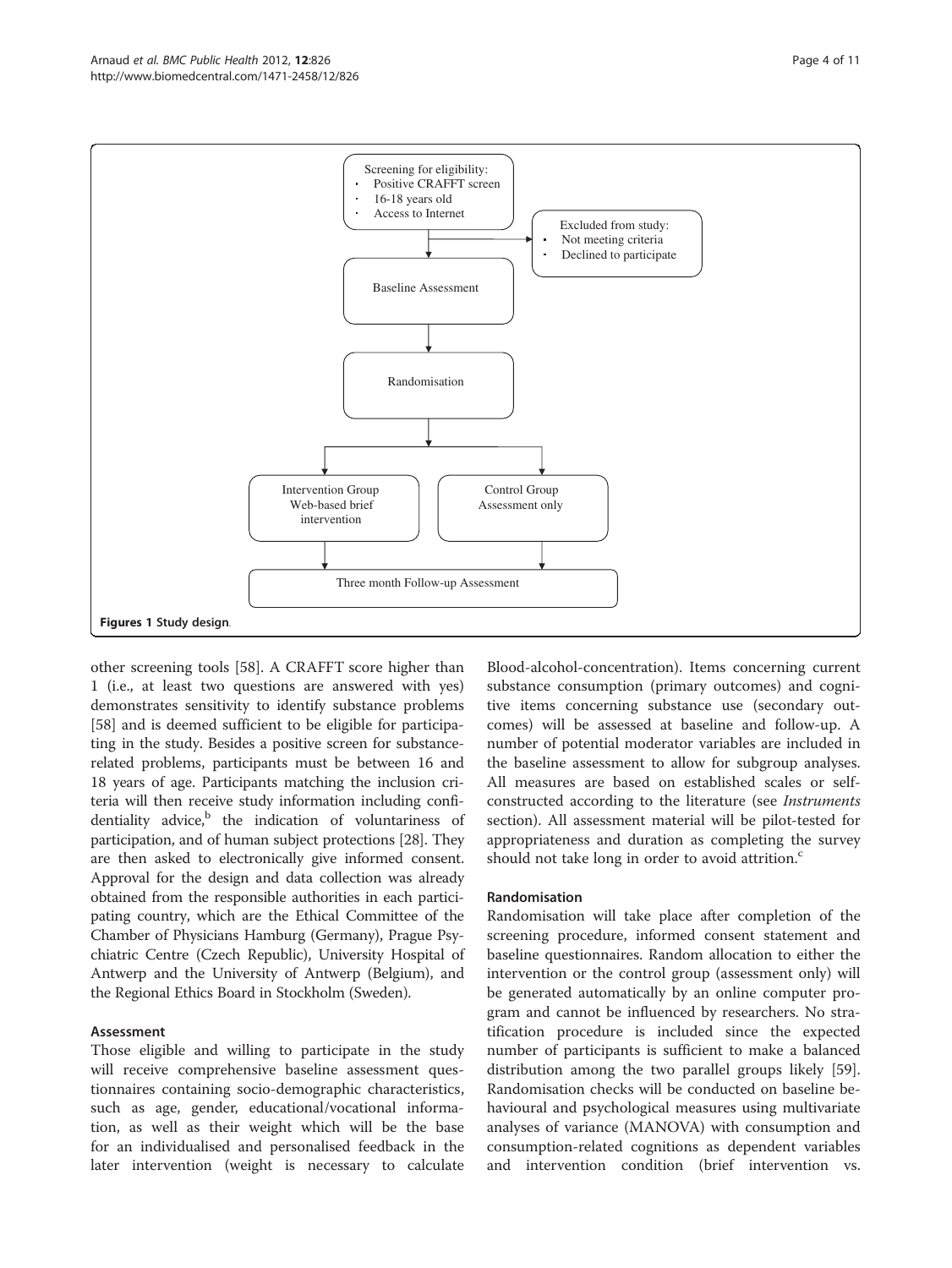Screening for eligibility:
- Positive CRAFFT screen
- 16-18 years old
- Access to Internet

Excluded from study:
- Not meeting criteria
- Declined to participate

Baseline Assessment

Randomisation

Intervention Group
Web-based brief intervention

Control Group
Assessment only

Three month Follow-up Assessment

**Figures 1 Study design**.

other screening tools [58]. A CRAFFT score higher than 1 (i.e., at least two questions are answered with yes) demonstrates sensitivity to identify substance problems [58] and is deemed sufficient to be eligible for participating in the study. Besides a positive screen for substance-related problems, participants must be between 16 and 18 years of age. Participants matching the inclusion criteria will then receive study information including confidentiality advice,[b] the indication of voluntariness of participation, and of human subject protections [28]. They are then asked to electronically give informed consent. Approval for the design and data collection was already obtained from the responsible authorities in each participating country, which are the Ethical Committee of the Chamber of Physicians Hamburg (Germany), Prague Psychiatric Centre (Czech Republic), University Hospital of Antwerp and the University of Antwerp (Belgium), and the Regional Ethics Board in Stockholm (Sweden).

### Assessment

Those eligible and willing to participate in the study will receive comprehensive baseline assessment questionnaires containing socio-demographic characteristics, such as age, gender, educational/vocational information, as well as their weight which will be the base for an individualised and personalised feedback in the later intervention (weight is necessary to calculate Blood-alcohol-concentration). Items concerning current substance consumption (primary outcomes) and cognitive items concerning substance use (secondary outcomes) will be assessed at baseline and follow-up. A number of potential moderator variables are included in the baseline assessment to allow for subgroup analyses. All measures are based on established scales or self-constructed according to the literature (see *Instruments* section). All assessment material will be pilot-tested for appropriateness and duration as completing the survey should not take long in order to avoid attrition.[c]

### Randomisation

Randomisation will take place after completion of the screening procedure, informed consent statement and baseline questionnaires. Random allocation to either the intervention or the control group (assessment only) will be generated automatically by an online computer program and cannot be influenced by researchers. No stratification procedure is included since the expected number of participants is sufficient to make a balanced distribution among the two parallel groups likely [59]. Randomisation checks will be conducted on baseline behavioural and psychological measures using multivariate analyses of variance (MANOVA) with consumption and consumption-related cognitions as dependent variables and intervention condition (brief intervention vs.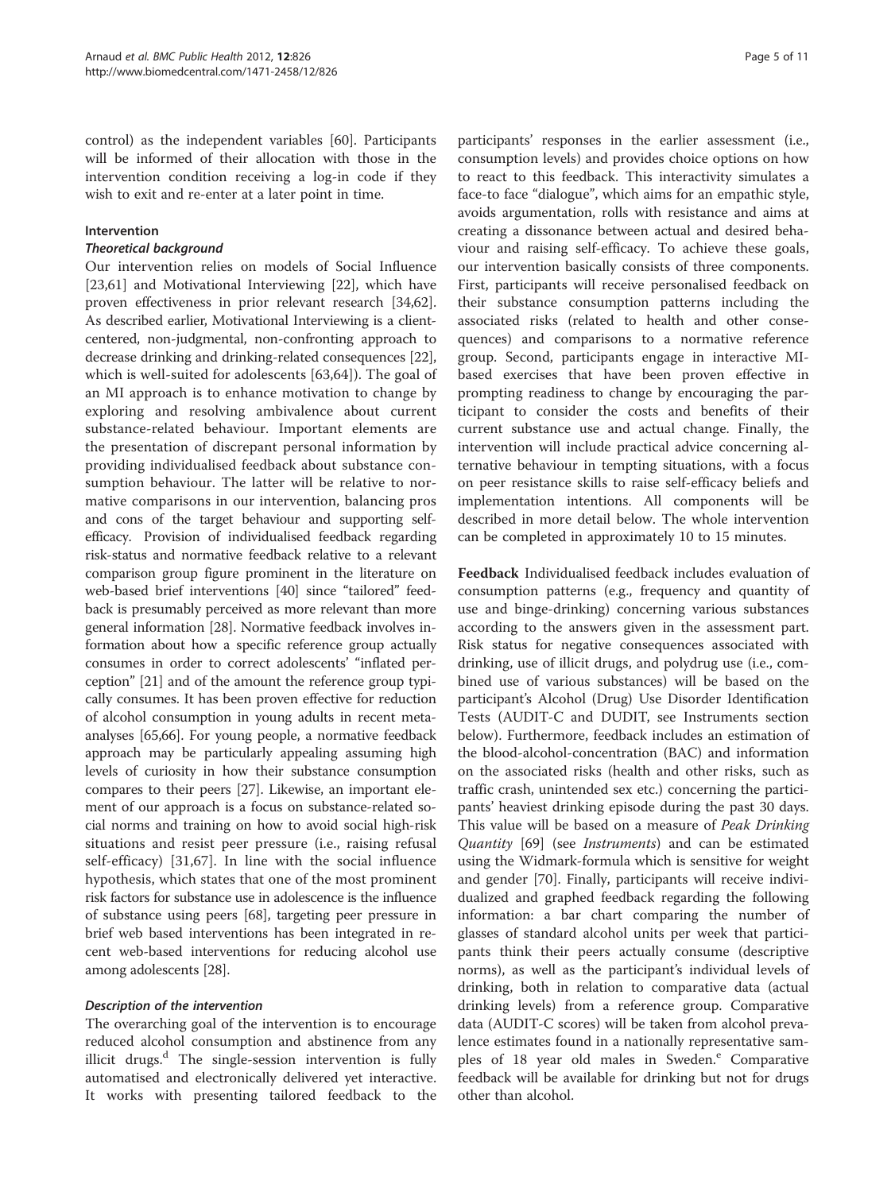control) as the independent variables [60]. Participants will be informed of their allocation with those in the intervention condition receiving a log-in code if they wish to exit and re-enter at a later point in time.

## Intervention

### *Theoretical background*

Our intervention relies on models of Social Influence [23,61] and Motivational Interviewing [22], which have proven effectiveness in prior relevant research [34,62]. As described earlier, Motivational Interviewing is a client-centered, non-judgmental, non-confronting approach to decrease drinking and drinking-related consequences [22], which is well-suited for adolescents [63,64]). The goal of an MI approach is to enhance motivation to change by exploring and resolving ambivalence about current substance-related behaviour. Important elements are the presentation of discrepant personal information by providing individualised feedback about substance consumption behaviour. The latter will be relative to normative comparisons in our intervention, balancing pros and cons of the target behaviour and supporting self-efficacy. Provision of individualised feedback regarding risk-status and normative feedback relative to a relevant comparison group figure prominent in the literature on web-based brief interventions [40] since "tailored" feedback is presumably perceived as more relevant than more general information [28]. Normative feedback involves information about how a specific reference group actually consumes in order to correct adolescents' "inflated perception" [21] and of the amount the reference group typically consumes. It has been proven effective for reduction of alcohol consumption in young adults in recent meta-analyses [65,66]. For young people, a normative feedback approach may be particularly appealing assuming high levels of curiosity in how their substance consumption compares to their peers [27]. Likewise, an important element of our approach is a focus on substance-related social norms and training on how to avoid social high-risk situations and resist peer pressure (i.e., raising refusal self-efficacy) [31,67]. In line with the social influence hypothesis, which states that one of the most prominent risk factors for substance use in adolescence is the influence of substance using peers [68], targeting peer pressure in brief web based interventions has been integrated in recent web-based interventions for reducing alcohol use among adolescents [28].

### *Description of the intervention*

The overarching goal of the intervention is to encourage reduced alcohol consumption and abstinence from any illicit drugs.[d] The single-session intervention is fully automatised and electronically delivered yet interactive. It works with presenting tailored feedback to the participants' responses in the earlier assessment (i.e., consumption levels) and provides choice options on how to react to this feedback. This interactivity simulates a face-to face "dialogue", which aims for an empathic style, avoids argumentation, rolls with resistance and aims at creating a dissonance between actual and desired behaviour and raising self-efficacy. To achieve these goals, our intervention basically consists of three components. First, participants will receive personalised feedback on their substance consumption patterns including the associated risks (related to health and other consequences) and comparisons to a normative reference group. Second, participants engage in interactive MI-based exercises that have been proven effective in prompting readiness to change by encouraging the participant to consider the costs and benefits of their current substance use and actual change. Finally, the intervention will include practical advice concerning alternative behaviour in tempting situations, with a focus on peer resistance skills to raise self-efficacy beliefs and implementation intentions. All components will be described in more detail below. The whole intervention can be completed in approximately 10 to 15 minutes.

**Feedback** Individualised feedback includes evaluation of consumption patterns (e.g., frequency and quantity of use and binge-drinking) concerning various substances according to the answers given in the assessment part. Risk status for negative consequences associated with drinking, use of illicit drugs, and polydrug use (i.e., combined use of various substances) will be based on the participant's Alcohol (Drug) Use Disorder Identification Tests (AUDIT-C and DUDIT, see Instruments section below). Furthermore, feedback includes an estimation of the blood-alcohol-concentration (BAC) and information on the associated risks (health and other risks, such as traffic crash, unintended sex etc.) concerning the participants' heaviest drinking episode during the past 30 days. This value will be based on a measure of *Peak Drinking Quantity* [69] (see *Instruments*) and can be estimated using the Widmark-formula which is sensitive for weight and gender [70]. Finally, participants will receive individualized and graphed feedback regarding the following information: a bar chart comparing the number of glasses of standard alcohol units per week that participants think their peers actually consume (descriptive norms), as well as the participant's individual levels of drinking, both in relation to comparative data (actual drinking levels) from a reference group. Comparative data (AUDIT-C scores) will be taken from alcohol prevalence estimates found in a nationally representative samples of 18 year old males in Sweden.[e] Comparative feedback will be available for drinking but not for drugs other than alcohol.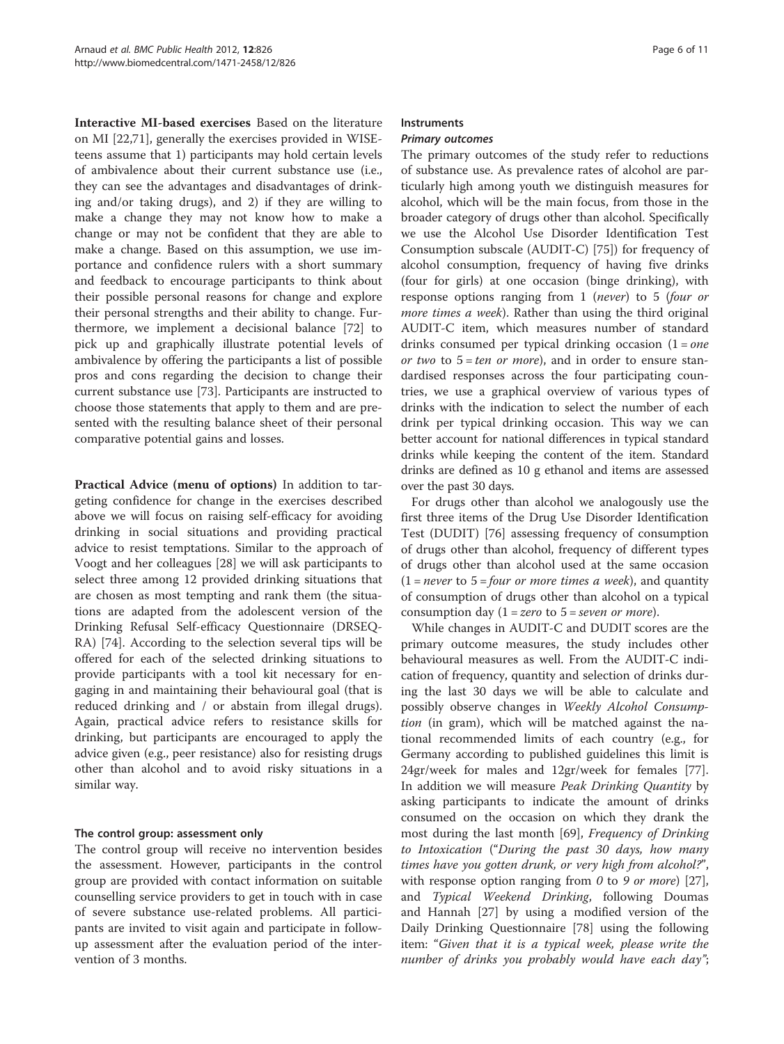**Interactive MI-based exercises** Based on the literature on MI [22,71], generally the exercises provided in WISEteens assume that 1) participants may hold certain levels of ambivalence about their current substance use (i.e., they can see the advantages and disadvantages of drinking and/or taking drugs), and 2) if they are willing to make a change they may not know how to make a change or may not be confident that they are able to make a change. Based on this assumption, we use importance and confidence rulers with a short summary and feedback to encourage participants to think about their possible personal reasons for change and explore their personal strengths and their ability to change. Furthermore, we implement a decisional balance [72] to pick up and graphically illustrate potential levels of ambivalence by offering the participants a list of possible pros and cons regarding the decision to change their current substance use [73]. Participants are instructed to choose those statements that apply to them and are presented with the resulting balance sheet of their personal comparative potential gains and losses.

**Practical Advice (menu of options)** In addition to targeting confidence for change in the exercises described above we will focus on raising self-efficacy for avoiding drinking in social situations and providing practical advice to resist temptations. Similar to the approach of Voogt and her colleagues [28] we will ask participants to select three among 12 provided drinking situations that are chosen as most tempting and rank them (the situations are adapted from the adolescent version of the Drinking Refusal Self-efficacy Questionnaire (DRSEQ-RA) [74]. According to the selection several tips will be offered for each of the selected drinking situations to provide participants with a tool kit necessary for engaging in and maintaining their behavioural goal (that is reduced drinking and / or abstain from illegal drugs). Again, practical advice refers to resistance skills for drinking, but participants are encouraged to apply the advice given (e.g., peer resistance) also for resisting drugs other than alcohol and to avoid risky situations in a similar way.

### The control group: assessment only

The control group will receive no intervention besides the assessment. However, participants in the control group are provided with contact information on suitable counselling service providers to get in touch with in case of severe substance use-related problems. All participants are invited to visit again and participate in follow-up assessment after the evaluation period of the intervention of 3 months.

### Instruments

#### *Primary outcomes*

The primary outcomes of the study refer to reductions of substance use. As prevalence rates of alcohol are particularly high among youth we distinguish measures for alcohol, which will be the main focus, from those in the broader category of drugs other than alcohol. Specifically we use the Alcohol Use Disorder Identification Test Consumption subscale (AUDIT-C) [75]) for frequency of alcohol consumption, frequency of having five drinks (four for girls) at one occasion (binge drinking), with response options ranging from 1 (*never*) to 5 (*four or more times a week*). Rather than using the third original AUDIT-C item, which measures number of standard drinks consumed per typical drinking occasion (1 = *one or two* to 5 = *ten or more*), and in order to ensure standardised responses across the four participating countries, we use a graphical overview of various types of drinks with the indication to select the number of each drink per typical drinking occasion. This way we can better account for national differences in typical standard drinks while keeping the content of the item. Standard drinks are defined as 10 g ethanol and items are assessed over the past 30 days.

For drugs other than alcohol we analogously use the first three items of the Drug Use Disorder Identification Test (DUDIT) [76] assessing frequency of consumption of drugs other than alcohol, frequency of different types of drugs other than alcohol used at the same occasion (1 = *never* to 5 = *four or more times a week*), and quantity of consumption of drugs other than alcohol on a typical consumption day (1 = *zero* to 5 = *seven or more*).

While changes in AUDIT-C and DUDIT scores are the primary outcome measures, the study includes other behavioural measures as well. From the AUDIT-C indication of frequency, quantity and selection of drinks during the last 30 days we will be able to calculate and possibly observe changes in *Weekly Alcohol Consumption* (in gram), which will be matched against the national recommended limits of each country (e.g., for Germany according to published guidelines this limit is 24gr/week for males and 12gr/week for females [77]. In addition we will measure *Peak Drinking Quantity* by asking participants to indicate the amount of drinks consumed on the occasion on which they drank the most during the last month [69], *Frequency of Drinking to Intoxication* ("*During the past 30 days, how many times have you gotten drunk, or very high from alcohol?*", with response option ranging from *0* to *9 or more*) [27], and *Typical Weekend Drinking*, following Doumas and Hannah [27] by using a modified version of the Daily Drinking Questionnaire [78] using the following item: "*Given that it is a typical week, please write the number of drinks you probably would have each day*";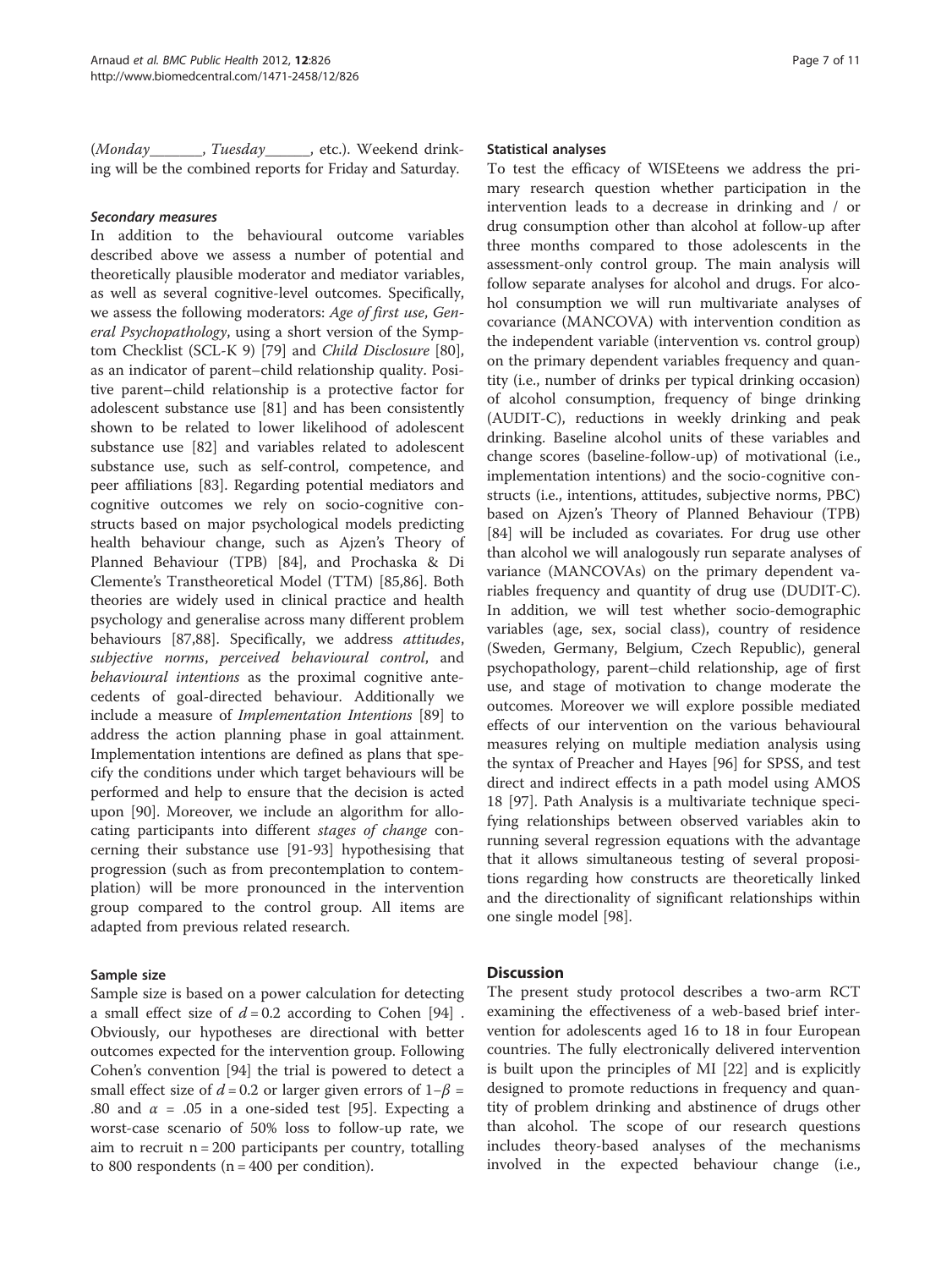(*Monday*_______, *Tuesday*______, etc.). Weekend drinking will be the combined reports for Friday and Saturday.

#### *Secondary measures*

In addition to the behavioural outcome variables described above we assess a number of potential and theoretically plausible moderator and mediator variables, as well as several cognitive-level outcomes. Specifically, we assess the following moderators: *Age of first use*, *General Psychopathology*, using a short version of the Symptom Checklist (SCL-K 9) [79] and *Child Disclosure* [80], as an indicator of parent–child relationship quality. Positive parent–child relationship is a protective factor for adolescent substance use [81] and has been consistently shown to be related to lower likelihood of adolescent substance use [82] and variables related to adolescent substance use, such as self-control, competence, and peer affiliations [83]. Regarding potential mediators and cognitive outcomes we rely on socio-cognitive constructs based on major psychological models predicting health behaviour change, such as Ajzen's Theory of Planned Behaviour (TPB) [84], and Prochaska & Di Clemente's Transtheoretical Model (TTM) [85,86]. Both theories are widely used in clinical practice and health psychology and generalise across many different problem behaviours [87,88]. Specifically, we address *attitudes*, *subjective norms*, *perceived behavioural control*, and *behavioural intentions* as the proximal cognitive antecedents of goal-directed behaviour. Additionally we include a measure of *Implementation Intentions* [89] to address the action planning phase in goal attainment. Implementation intentions are defined as plans that specify the conditions under which target behaviours will be performed and help to ensure that the decision is acted upon [90]. Moreover, we include an algorithm for allocating participants into different *stages of change* concerning their substance use [91-93] hypothesising that progression (such as from precontemplation to contemplation) will be more pronounced in the intervention group compared to the control group. All items are adapted from previous related research.

### Sample size

Sample size is based on a power calculation for detecting a small effect size of $d = 0.2$ according to Cohen [94] . Obviously, our hypotheses are directional with better outcomes expected for the intervention group. Following Cohen's convention [94] the trial is powered to detect a small effect size of $d = 0.2$ or larger given errors of $1-\beta = .80$ and $\alpha = .05$ in a one-sided test [95]. Expecting a worst-case scenario of 50% loss to follow-up rate, we aim to recruit $n = 200$ participants per country, totalling to 800 respondents ($n = 400$ per condition).

### Statistical analyses

To test the efficacy of WISEteens we address the primary research question whether participation in the intervention leads to a decrease in drinking and / or drug consumption other than alcohol at follow-up after three months compared to those adolescents in the assessment-only control group. The main analysis will follow separate analyses for alcohol and drugs. For alcohol consumption we will run multivariate analyses of covariance (MANCOVA) with intervention condition as the independent variable (intervention vs. control group) on the primary dependent variables frequency and quantity (i.e., number of drinks per typical drinking occasion) of alcohol consumption, frequency of binge drinking (AUDIT-C), reductions in weekly drinking and peak drinking. Baseline alcohol units of these variables and change scores (baseline-follow-up) of motivational (i.e., implementation intentions) and the socio-cognitive constructs (i.e., intentions, attitudes, subjective norms, PBC) based on Ajzen's Theory of Planned Behaviour (TPB) [84] will be included as covariates. For drug use other than alcohol we will analogously run separate analyses of variance (MANCOVAs) on the primary dependent variables frequency and quantity of drug use (DUDIT-C). In addition, we will test whether socio-demographic variables (age, sex, social class), country of residence (Sweden, Germany, Belgium, Czech Republic), general psychopathology, parent–child relationship, age of first use, and stage of motivation to change moderate the outcomes. Moreover we will explore possible mediated effects of our intervention on the various behavioural measures relying on multiple mediation analysis using the syntax of Preacher and Hayes [96] for SPSS, and test direct and indirect effects in a path model using AMOS 18 [97]. Path Analysis is a multivariate technique specifying relationships between observed variables akin to running several regression equations with the advantage that it allows simultaneous testing of several propositions regarding how constructs are theoretically linked and the directionality of significant relationships within one single model [98].

## Discussion

The present study protocol describes a two-arm RCT examining the effectiveness of a web-based brief intervention for adolescents aged 16 to 18 in four European countries. The fully electronically delivered intervention is built upon the principles of MI [22] and is explicitly designed to promote reductions in frequency and quantity of problem drinking and abstinence of drugs other than alcohol. The scope of our research questions includes theory-based analyses of the mechanisms involved in the expected behaviour change (i.e.,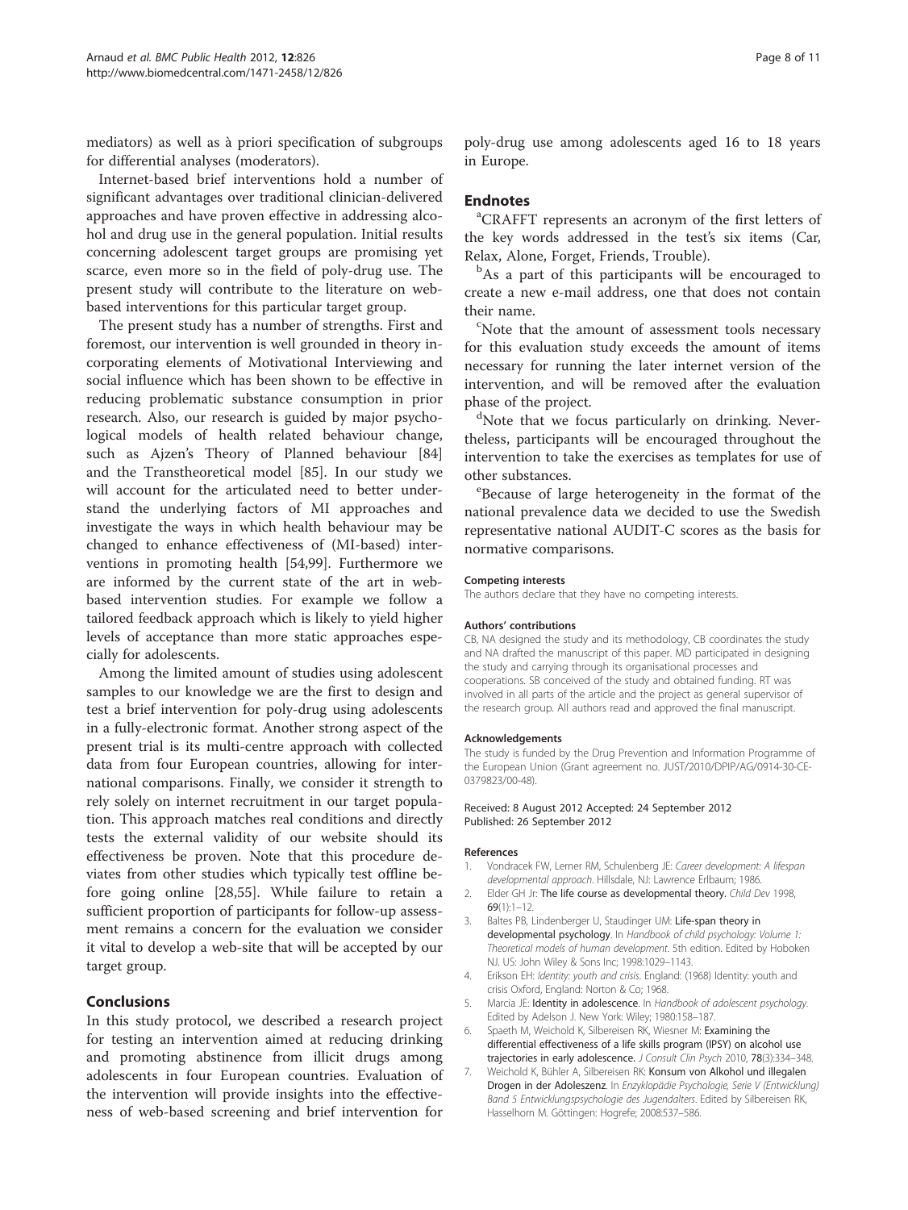mediators) as well as à priori specification of subgroups for differential analyses (moderators).

Internet-based brief interventions hold a number of significant advantages over traditional clinician-delivered approaches and have proven effective in addressing alcohol and drug use in the general population. Initial results concerning adolescent target groups are promising yet scarce, even more so in the field of poly-drug use. The present study will contribute to the literature on web-based interventions for this particular target group.

The present study has a number of strengths. First and foremost, our intervention is well grounded in theory incorporating elements of Motivational Interviewing and social influence which has been shown to be effective in reducing problematic substance consumption in prior research. Also, our research is guided by major psychological models of health related behaviour change, such as Ajzen's Theory of Planned behaviour [84] and the Transtheoretical model [85]. In our study we will account for the articulated need to better understand the underlying factors of MI approaches and investigate the ways in which health behaviour may be changed to enhance effectiveness of (MI-based) interventions in promoting health [54,99]. Furthermore we are informed by the current state of the art in web-based intervention studies. For example we follow a tailored feedback approach which is likely to yield higher levels of acceptance than more static approaches especially for adolescents.

Among the limited amount of studies using adolescent samples to our knowledge we are the first to design and test a brief intervention for poly-drug using adolescents in a fully-electronic format. Another strong aspect of the present trial is its multi-centre approach with collected data from four European countries, allowing for international comparisons. Finally, we consider it strength to rely solely on internet recruitment in our target population. This approach matches real conditions and directly tests the external validity of our website should its effectiveness be proven. Note that this procedure deviates from other studies which typically test offline before going online [28,55]. While failure to retain a sufficient proportion of participants for follow-up assessment remains a concern for the evaluation we consider it vital to develop a web-site that will be accepted by our target group.

## Conclusions

In this study protocol, we described a research project for testing an intervention aimed at reducing drinking and promoting abstinence from illicit drugs among adolescents in four European countries. Evaluation of the intervention will provide insights into the effectiveness of web-based screening and brief intervention for poly-drug use among adolescents aged 16 to 18 years in Europe.

## Endnotes

[a]CRAFFT represents an acronym of the first letters of the key words addressed in the test's six items (Car, Relax, Alone, Forget, Friends, Trouble).

[b]As a part of this participants will be encouraged to create a new e-mail address, one that does not contain their name.

[c]Note that the amount of assessment tools necessary for this evaluation study exceeds the amount of items necessary for running the later internet version of the intervention, and will be removed after the evaluation phase of the project.

[d]Note that we focus particularly on drinking. Nevertheless, participants will be encouraged throughout the intervention to take the exercises as templates for use of other substances.

[e]Because of large heterogeneity in the format of the national prevalence data we decided to use the Swedish representative national AUDIT-C scores as the basis for normative comparisons.

#### Competing interests

The authors declare that they have no competing interests.

#### Authors' contributions

CB, NA designed the study and its methodology, CB coordinates the study and NA drafted the manuscript of this paper. MD participated in designing the study and carrying through its organisational processes and cooperations. SB conceived of the study and obtained funding. RT was involved in all parts of the article and the project as general supervisor of the research group. All authors read and approved the final manuscript.

#### Acknowledgements

The study is funded by the Drug Prevention and Information Programme of the European Union (Grant agreement no. JUST/2010/DPIP/AG/0914-30-CE-0379823/00-48).

Received: 8 August 2012 Accepted: 24 September 2012
Published: 26 September 2012

#### References

1. Vondracek FW, Lerner RM, Schulenberg JE: *Career development: A lifespan developmental approach*. Hillsdale, NJ: Lawrence Erlbaum; 1986.
2. Elder GH Jr: **The life course as developmental theory.** *Child Dev* 1998, **69**(1):1–12.
3. Baltes PB, Lindenberger U, Staudinger UM: **Life-span theory in developmental psychology**. In *Handbook of child psychology: Volume 1: Theoretical models of human development*. 5th edition. Edited by Hoboken NJ. US: John Wiley & Sons Inc; 1998:1029–1143.
4. Erikson EH: *Identity: youth and crisis*. England: (1968) Identity: youth and crisis Oxford, England: Norton & Co; 1968.
5. Marcia JE: **Identity in adolescence**. In *Handbook of adolescent psychology*. Edited by Adelson J. New York: Wiley; 1980:158–187.
6. Spaeth M, Weichold K, Silbereisen RK, Wiesner M: **Examining the differential effectiveness of a life skills program (IPSY) on alcohol use trajectories in early adolescence.** *J Consult Clin Psych* 2010, **78**(3):334–348.
7. Weichold K, Bühler A, Silbereisen RK: **Konsum von Alkohol und illegalen Drogen in der Adoleszenz**. In *Enzyklopädie Psychologie, Serie V (Entwicklung) Band 5 Entwicklungspsychologie des Jugendalters*. Edited by Silbereisen RK, Hasselhorn M. Göttingen: Hogrefe; 2008:537–586.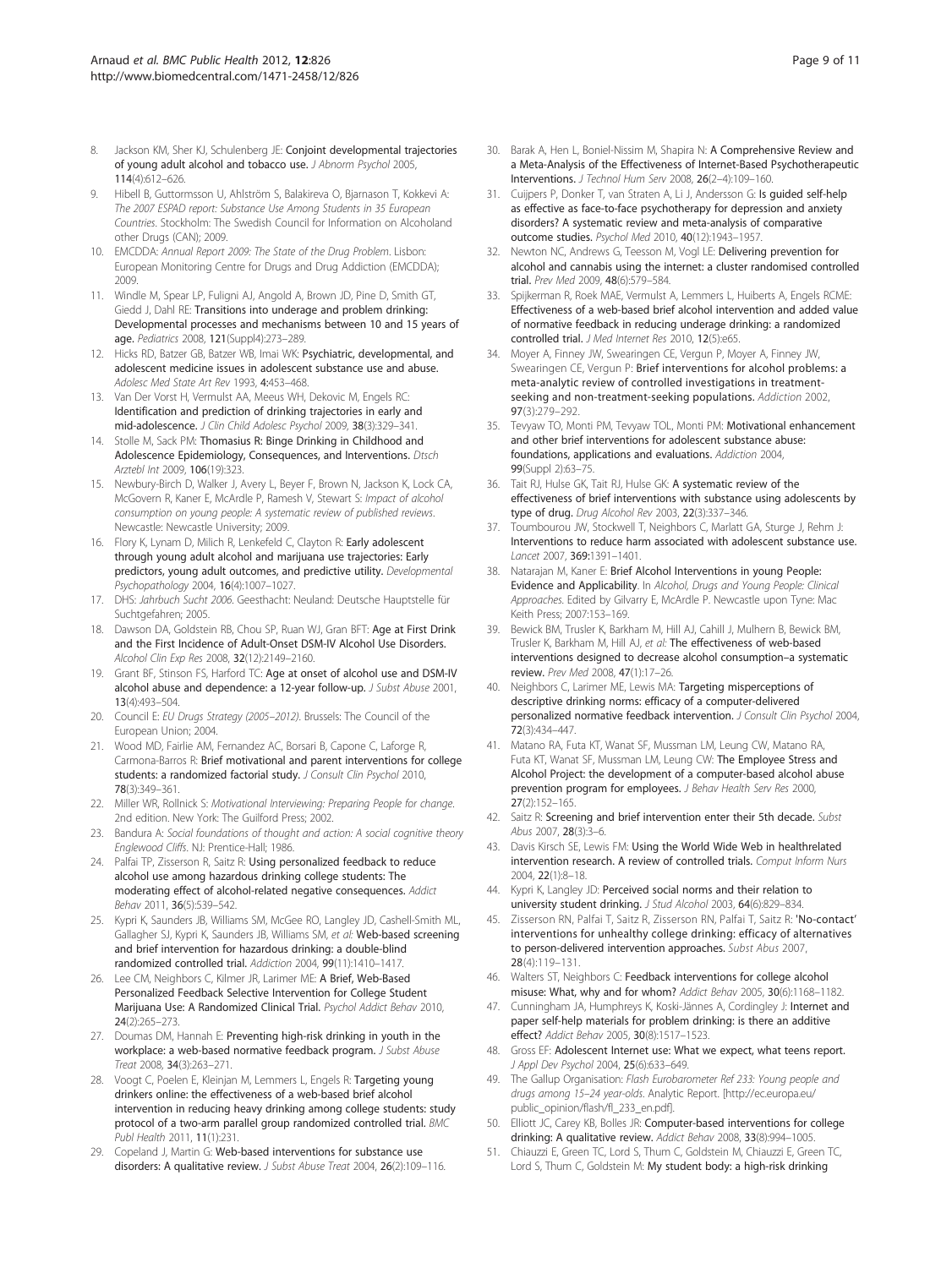8. Jackson KM, Sher KJ, Schulenberg JE: **Conjoint developmental trajectories of young adult alcohol and tobacco use.** *J Abnorm Psychol* 2005, **114**(4):612–626.
9. Hibell B, Guttormsson U, Ahlström S, Balakireva O, Bjarnason T, Kokkevi A: *The 2007 ESPAD report: Substance Use Among Students in 35 European Countries*. Stockholm: The Swedish Council for Information on Alcoholand other Drugs (CAN); 2009.
10. EMCDDA: *Annual Report 2009: The State of the Drug Problem*. Lisbon: European Monitoring Centre for Drugs and Drug Addiction (EMCDDA); 2009.
11. Windle M, Spear LP, Fuligni AJ, Angold A, Brown JD, Pine D, Smith GT, Giedd J, Dahl RE: **Transitions into underage and problem drinking: Developmental processes and mechanisms between 10 and 15 years of age.** *Pediatrics* 2008, **121**(Suppl4):273–289.
12. Hicks RD, Batzer GB, Batzer WB, Imai WK: **Psychiatric, developmental, and adolescent medicine issues in adolescent substance use and abuse.** *Adolesc Med State Art Rev* 1993, **4**:453–468.
13. Van Der Vorst H, Vermulst AA, Meeus WH, Dekovic M, Engels RC: **Identification and prediction of drinking trajectories in early and mid-adolescence.** *J Clin Child Adolesc Psychol* 2009, **38**(3):329–341.
14. Stolle M, Sack PM: **Thomasius R: Binge Drinking in Childhood and Adolescence Epidemiology, Consequences, and Interventions.** *Dtsch Arztebl Int* 2009, **106**(19):323.
15. Newbury-Birch D, Walker J, Avery L, Beyer F, Brown N, Jackson K, Lock CA, McGovern R, Kaner E, McArdle P, Ramesh V, Stewart S: *Impact of alcohol consumption on young people: A systematic review of published reviews*. Newcastle: Newcastle University; 2009.
16. Flory K, Lynam D, Milich R, Lenkefeld C, Clayton R: **Early adolescent through young adult alcohol and marijuana use trajectories: Early predictors, young adult outcomes, and predictive utility.** *Developmental Psychopathology* 2004, **16**(4):1007–1027.
17. DHS: *Jahrbuch Sucht 2006*. Geesthacht: Neuland: Deutsche Hauptstelle für Suchtgefahren; 2005.
18. Dawson DA, Goldstein RB, Chou SP, Ruan WJ, Gran BFT: **Age at First Drink and the First Incidence of Adult-Onset DSM-IV Alcohol Use Disorders.** *Alcohol Clin Exp Res* 2008, **32**(12):2149–2160.
19. Grant BF, Stinson FS, Harford TC: **Age at onset of alcohol use and DSM-IV alcohol abuse and dependence: a 12-year follow-up.** *J Subst Abuse* 2001, **13**(4):493–504.
20. Council E: *EU Drugs Strategy (2005–2012)*. Brussels: The Council of the European Union; 2004.
21. Wood MD, Fairlie AM, Fernandez AC, Borsari B, Capone C, Laforge R, Carmona-Barros R: **Brief motivational and parent interventions for college students: a randomized factorial study.** *J Consult Clin Psychol* 2010, **78**(3):349–361.
22. Miller WR, Rollnick S: *Motivational Interviewing: Preparing People for change*. 2nd edition. New York: The Guilford Press; 2002.
23. Bandura A: *Social foundations of thought and action: A social cognitive theory Englewood Cliffs*. NJ: Prentice-Hall; 1986.
24. Palfai TP, Zisserson R, Saitz R: **Using personalized feedback to reduce alcohol use among hazardous drinking college students: The moderating effect of alcohol-related negative consequences.** *Addict Behav* 2011, **36**(5):539–542.
25. Kypri K, Saunders JB, Williams SM, McGee RO, Langley JD, Cashell-Smith ML, Gallagher SJ, Kypri K, Saunders JB, Williams SM, *et al*: **Web-based screening and brief intervention for hazardous drinking: a double-blind randomized controlled trial.** *Addiction* 2004, **99**(11):1410–1417.
26. Lee CM, Neighbors C, Kilmer JR, Larimer ME: **A Brief, Web-Based Personalized Feedback Selective Intervention for College Student Marijuana Use: A Randomized Clinical Trial.** *Psychol Addict Behav* 2010, **24**(2):265–273.
27. Doumas DM, Hannah E: **Preventing high-risk drinking in youth in the workplace: a web-based normative feedback program.** *J Subst Abuse Treat* 2008, **34**(3):263–271.
28. Voogt C, Poelen E, Kleinjan M, Lemmers L, Engels R: **Targeting young drinkers online: the effectiveness of a web-based brief alcohol intervention in reducing heavy drinking among college students: study protocol of a two-arm parallel group randomized controlled trial.** *BMC Publ Health* 2011, **11**(1):231.
29. Copeland J, Martin G: **Web-based interventions for substance use disorders: A qualitative review.** *J Subst Abuse Treat* 2004, **26**(2):109–116.
30. Barak A, Hen L, Boniel-Nissim M, Shapira N: **A Comprehensive Review and a Meta-Analysis of the Effectiveness of Internet-Based Psychotherapeutic Interventions.** *J Technol Hum Serv* 2008, **26**(2–4):109–160.
31. Cuijpers P, Donker T, van Straten A, Li J, Andersson G: **Is guided self-help as effective as face-to-face psychotherapy for depression and anxiety disorders? A systematic review and meta-analysis of comparative outcome studies.** *Psychol Med* 2010, **40**(12):1943–1957.
32. Newton NC, Andrews G, Teesson M, Vogl LE: **Delivering prevention for alcohol and cannabis using the internet: a cluster randomised controlled trial.** *Prev Med* 2009, **48**(6):579–584.
33. Spijkerman R, Roek MAE, Vermulst A, Lemmers L, Huiberts A, Engels RCME: **Effectiveness of a web-based brief alcohol intervention and added value of normative feedback in reducing underage drinking: a randomized controlled trial.** *J Med Internet Res* 2010, **12**(5):e65.
34. Moyer A, Finney JW, Swearingen CE, Vergun P, Moyer A, Finney JW, Swearingen CE, Vergun P: **Brief interventions for alcohol problems: a meta-analytic review of controlled investigations in treatment-seeking and non-treatment-seeking populations.** *Addiction* 2002, **97**(3):279–292.
35. Tevyaw TO, Monti PM, Tevyaw TOL, Monti PM: **Motivational enhancement and other brief interventions for adolescent substance abuse: foundations, applications and evaluations.** *Addiction* 2004, **99**(Suppl 2):63–75.
36. Tait RJ, Hulse GK, Tait RJ, Hulse GK: **A systematic review of the effectiveness of brief interventions with substance using adolescents by type of drug.** *Drug Alcohol Rev* 2003, **22**(3):337–346.
37. Toumbourou JW, Stockwell T, Neighbors C, Marlatt GA, Sturge J, Rehm J: **Interventions to reduce harm associated with adolescent substance use.** *Lancet* 2007, **369**:1391–1401.
38. Natarajan M, Kaner E: **Brief Alcohol Interventions in young People: Evidence and Applicability.** In *Alcohol, Drugs and Young People: Clinical Approaches*. Edited by Gilvarry E, McArdle P. Newcastle upon Tyne: Mac Keith Press; 2007:153–169.
39. Bewick BM, Trusler K, Barkham M, Hill AJ, Cahill J, Mulhern B, Bewick BM, Trusler K, Barkham M, Hill AJ, *et al*: **The effectiveness of web-based interventions designed to decrease alcohol consumption–a systematic review.** *Prev Med* 2008, **47**(1):17–26.
40. Neighbors C, Larimer ME, Lewis MA: **Targeting misperceptions of descriptive drinking norms: efficacy of a computer-delivered personalized normative feedback intervention.** *J Consult Clin Psychol* 2004, **72**(3):434–447.
41. Matano RA, Futa KT, Wanat SF, Mussman LM, Leung CW, Matano RA, Futa KT, Wanat SF, Mussman LM, Leung CW: **The Employee Stress and Alcohol Project: the development of a computer-based alcohol abuse prevention program for employees.** *J Behav Health Serv Res* 2000, **27**(2):152–165.
42. Saitz R: **Screening and brief intervention enter their 5th decade.** *Subst Abus* 2007, **28**(3):3–6.
43. Davis Kirsch SE, Lewis FM: **Using the World Wide Web in healthrelated intervention research. A review of controlled trials.** *Comput Inform Nurs* 2004, **22**(1):8–18.
44. Kypri K, Langley JD: **Perceived social norms and their relation to university student drinking.** *J Stud Alcohol* 2003, **64**(6):829–834.
45. Zisserson RN, Palfai T, Saitz R, Zisserson RN, Palfai T, Saitz R: **'No-contact' interventions for unhealthy college drinking: efficacy of alternatives to person-delivered intervention approaches.** *Subst Abus* 2007, **28**(4):119–131.
46. Walters ST, Neighbors C: **Feedback interventions for college alcohol misuse: What, why and for whom?** *Addict Behav* 2005, **30**(6):1168–1182.
47. Cunningham JA, Humphreys K, Koski-Jännes A, Cordingley J: **Internet and paper self-help materials for problem drinking: is there an additive effect?** *Addict Behav* 2005, **30**(8):1517–1523.
48. Gross EF: **Adolescent Internet use: What we expect, what teens report.** *J Appl Dev Psychol* 2004, **25**(6):633–649.
49. The Gallup Organisation: *Flash Eurobarometer Ref 233: Young people and drugs among 15–24 year-olds*. Analytic Report. [http://ec.europa.eu/public_opinion/flash/fl_233_en.pdf].
50. Elliott JC, Carey KB, Bolles JR: **Computer-based interventions for college drinking: A qualitative review.** *Addict Behav* 2008, **33**(8):994–1005.
51. Chiauzzi E, Green TC, Lord S, Thum C, Goldstein M, Chiauzzi E, Green TC, Lord S, Thum C, Goldstein M: **My student body: a high-risk drinking**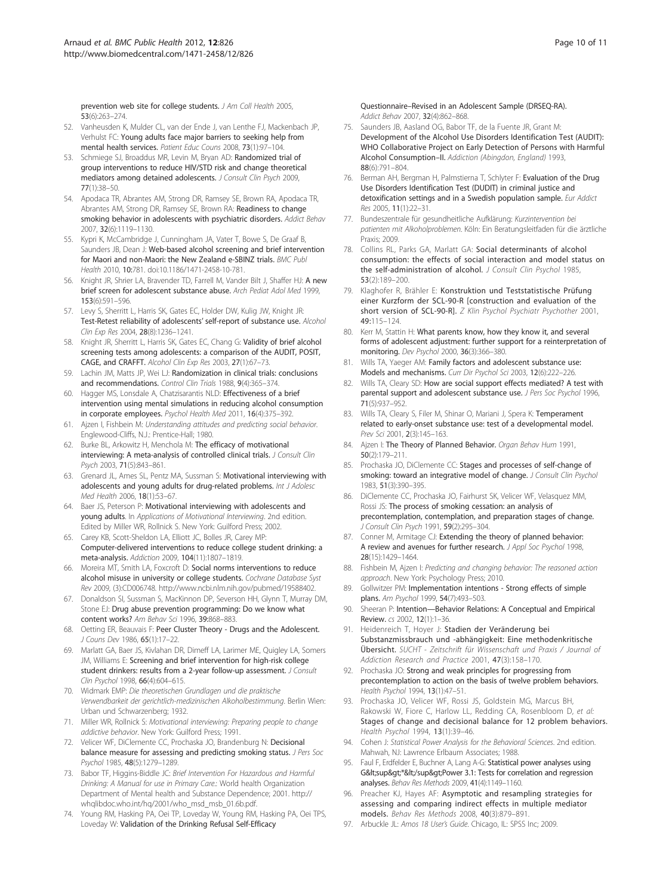prevention web site for college students. *J Am Coll Health* 2005, **53**(6):263–274.

52. Vanheusden K, Mulder CL, van der Ende J, van Lenthe FJ, Mackenbach JP, Verhulst FC: **Young adults face major barriers to seeking help from mental health services.** *Patient Educ Couns* 2008, **73**(1):97–104.
53. Schmiege SJ, Broaddus MR, Levin M, Bryan AD: **Randomized trial of group interventions to reduce HIV/STD risk and change theoretical mediators among detained adolescents.** *J Consult Clin Psych* 2009, **77**(1):38–50.
54. Apodaca TR, Abrantes AM, Strong DR, Ramsey SE, Brown RA, Apodaca TR, Abrantes AM, Strong DR, Ramsey SE, Brown RA: **Readiness to change smoking behavior in adolescents with psychiatric disorders.** *Addict Behav* 2007, **32**(6):1119–1130.
55. Kypri K, McCambridge J, Cunningham JA, Vater T, Bowe S, De Graaf B, Saunders JB, Dean J: **Web-based alcohol screening and brief intervention for Maori and non-Maori: the New Zealand e-SBINZ trials.** *BMC Publ Health* 2010, **10**:781. doi:10.1186/1471-2458-10-781.
56. Knight JR, Shrier LA, Bravender TD, Farrell M, Vander Bilt J, Shaffer HJ: **A new brief screen for adolescent substance abuse.** *Arch Pediat Adol Med* 1999, **153**(6):591–596.
57. Levy S, Sherritt L, Harris SK, Gates EC, Holder DW, Kulig JW, Knight JR: **Test-Retest reliability of adolescents' self-report of substance use.** *Alcohol Clin Exp Res* 2004, **28**(8):1236–1241.
58. Knight JR, Sherritt L, Harris SK, Gates EC, Chang G: **Validity of brief alcohol screening tests among adolescents: a comparison of the AUDIT, POSIT, CAGE, and CRAFFT.** *Alcohol Clin Exp Res* 2003, **27**(1):67–73.
59. Lachin JM, Matts JP, Wei LJ: **Randomization in clinical trials: conclusions and recommendations.** *Control Clin Trials* 1988, **9**(4):365–374.
60. Hagger MS, Lonsdale A, Chatzisarantis NLD: **Effectiveness of a brief intervention using mental simulations in reducing alcohol consumption in corporate employees.** *Psychol Health Med* 2011, **16**(4):375–392.
61. Ajzen I, Fishbein M: *Understanding attitudes and predicting social behavior.* Englewood-Cliffs, N.J.: Prentice-Hall; 1980.
62. Burke BL, Arkowitz H, Menchola M: **The efficacy of motivational interviewing: A meta-analysis of controlled clinical trials.** *J Consult Clin Psych* 2003, **71**(5):843–861.
63. Grenard JL, Ames SL, Pentz MA, Sussman S: **Motivational interviewing with adolescents and young adults for drug-related problems.** *Int J Adolesc Med Health* 2006, **18**(1):53–67.
64. Baer JS, Peterson P: **Motivational interviewing with adolescents and young adults.** In *Applications of Motivational Interviewing*. 2nd edition. Edited by Miller WR, Rollnick S. New York: Guilford Press; 2002.
65. Carey KB, Scott-Sheldon LA, Elliott JC, Bolles JR, Carey MP: **Computer-delivered interventions to reduce college student drinking: a meta-analysis.** *Addiction* 2009, **104**(11):1807–1819.
66. Moreira MT, Smith LA, Foxcroft D: **Social norms interventions to reduce alcohol misuse in university or college students.** *Cochrane Database Syst Rev* 2009, (3):CD006748. http://www.ncbi.nlm.nih.gov/pubmed/19588402.
67. Donaldson SI, Sussman S, MacKinnon DP, Severson HH, Glynn T, Murray DM, Stone EJ: **Drug abuse prevention programming: Do we know what content works?** *Am Behav Sci* 1996, **39**:868–883.
68. Oetting ER, Beauvais F: **Peer Cluster Theory - Drugs and the Adolescent.** *J Couns Dev* 1986, **65**(1):17–22.
69. Marlatt GA, Baer JS, Kivlahan DR, Dimeff LA, Larimer ME, Quigley LA, Somers JM, Williams E: **Screening and brief intervention for high-risk college student drinkers: results from a 2-year follow-up assessment.** *J Consult Clin Psychol* 1998, **66**(4):604–615.
70. Widmark EMP: *Die theoretischen Grundlagen und die praktische Verwendbarkeit der gerichtlich-medizinischen Alkoholbestimmung.* Berlin Wien: Urban und Schwarzenberg; 1932.
71. Miller WR, Rollnick S: *Motivational interviewing: Preparing people to change addictive behavior.* New York: Guilford Press; 1991.
72. Velicer WF, DiClemente CC, Prochaska JO, Brandenburg N: **Decisional balance measure for assessing and predicting smoking status.** *J Pers Soc Psychol* 1985, **48**(5):1279–1289.
73. Babor TF, Higgins-Biddle JC: *Brief Intervention For Hazardous and Harmful Drinking: A Manual for use in Primary Care.:* World health Organization Department of Mental health and Substance Dependence; 2001. http://whqlibdoc.who.int/hq/2001/who_msd_msb_01.6b.pdf.
74. Young RM, Hasking PA, Oei TP, Loveday W, Young RM, Hasking PA, Oei TPS, Loveday W: **Validation of the Drinking Refusal Self-Efficacy Questionnaire–Revised in an Adolescent Sample (DRSEQ-RA).** *Addict Behav* 2007, **32**(4):862–868.
75. Saunders JB, Aasland OG, Babor TF, de la Fuente JR, Grant M: **Development of the Alcohol Use Disorders Identification Test (AUDIT): WHO Collaborative Project on Early Detection of Persons with Harmful Alcohol Consumption–II.** *Addiction (Abingdon, England)* 1993, **88**(6):791–804.
76. Berman AH, Bergman H, Palmstierna T, Schlyter F: **Evaluation of the Drug Use Disorders Identification Test (DUDIT) in criminal justice and detoxification settings and in a Swedish population sample.** *Eur Addict Res* 2005, **11**(1):22–31.
77. Bundeszentrale für gesundheitliche Aufklärung: *Kurzintervention bei patienten mit Alkoholproblemen.* Köln: Ein Beratungsleitfaden für die ärztliche Praxis; 2009.
78. Collins RL, Parks GA, Marlatt GA: **Social determinants of alcohol consumption: the effects of social interaction and model status on the self-administration of alcohol.** *J Consult Clin Psychol* 1985, **53**(2):189–200.
79. Klaghofer R, Brähler E: **Konstruktion und Teststatistische Prüfung einer Kurzform der SCL-90-R [construction and evaluation of the short version of SCL-90-R].** *Z Klin Psychol Psychiatr Psychother* 2001, **49**:115–124.
80. Kerr M, Stattin H: **What parents know, how they know it, and several forms of adolescent adjustment: further support for a reinterpretation of monitoring.** *Dev Psychol* 2000, **36**(3):366–380.
81. Wills TA, Yaeger AM: **Family factors and adolescent substance use: Models and mechanisms.** *Curr Dir Psychol Sci* 2003, **12**(6):222–226.
82. Wills TA, Cleary SD: **How are social support effects mediated? A test with parental support and adolescent substance use.** *J Pers Soc Psychol* 1996, **71**(5):937–952.
83. Wills TA, Cleary S, Filer M, Shinar O, Mariani J, Spera K: **Temperament related to early-onset substance use: test of a developmental model.** *Prev Sci* 2001, **2**(3):145–163.
84. Ajzen I: **The Theory of Planned Behavior.** *Organ Behav Hum* 1991, **50**(2):179–211.
85. Prochaska JO, DiClemente CC: **Stages and processes of self-change of smoking: toward an integrative model of change.** *J Consult Clin Psychol* 1983, **51**(3):390–395.
86. DiClemente CC, Prochaska JO, Fairhurst SK, Velicer WF, Velasquez MM, Rossi JS: **The process of smoking cessation: an analysis of precontemplation, contemplation, and preparation stages of change.** *J Consult Clin Psych* 1991, **59**(2):295–304.
87. Conner M, Armitage CJ: **Extending the theory of planned behavior: A review and avenues for further research.** *J Appl Soc Psychol* 1998, **28**(15):1429–1464.
88. Fishbein M, Ajzen I: *Predicting and changing behavior: The reasoned action approach.* New York: Psychology Press; 2010.
89. Gollwitzer PM: **Implementation intentions - Strong effects of simple plans.** *Am Psychol* 1999, **54**(7):493–503.
90. Sheeran P: **Intention—Behavior Relations: A Conceptual and Empirical Review.** *cs* 2002, **12**(1):1–36.
91. Heidenreich T, Hoyer J: **Stadien der Veränderung bei Substanzmissbrauch und -abhängigkeit: Eine methodenkritische Übersicht.** *SUCHT - Zeitschrift für Wissenschaft und Praxis / Journal of Addiction Research and Practice* 2001, **47**(3):158–170.
92. Prochaska JO: **Strong and weak principles for progressing from precontemplation to action on the basis of twelve problem behaviors.** *Health Psychol* 1994, **13**(1):47–51.
93. Prochaska JO, Velicer WF, Rossi JS, Goldstein MG, Marcus BH, Rakowski W, Fiore C, Harlow LL, Redding CA, Rosenbloom D, *et al*: **Stages of change and decisional balance for 12 problem behaviors.** *Health Psychol* 1994, **13**(1):39–46.
94. Cohen J: *Statistical Power Analysis for the Behavioral Sciences.* 2nd edition. Mahwah, NJ: Lawrence Erlbaum Associates; 1988.
95. Faul F, Erdfelder E, Buchner A, Lang A-G: **Statistical power analyses using G&lt;sup&gt;*&lt;/sup&gt;Power 3.1: Tests for correlation and regression analyses.** *Behav Res Methods* 2009, **41**(4):1149–1160.
96. Preacher KJ, Hayes AF: **Asymptotic and resampling strategies for assessing and comparing indirect effects in multiple mediator models.** *Behav Res Methods* 2008, **40**(3):879–891.
97. Arbuckle JL: *Amos 18 User's Guide.* Chicago, IL: SPSS Inc; 2009.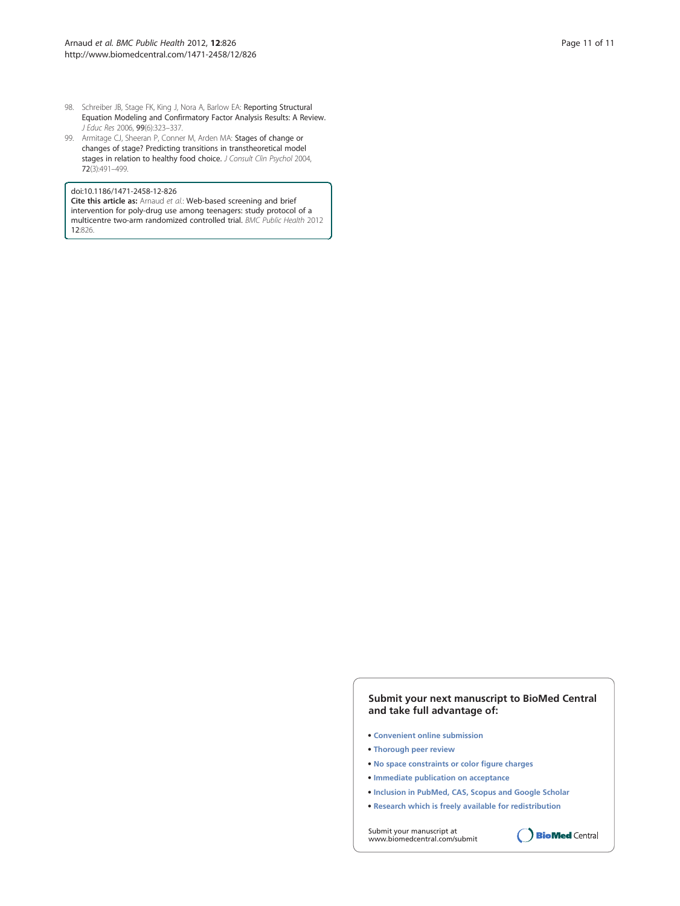98. Schreiber JB, Stage FK, King J, Nora A, Barlow EA: **Reporting Structural Equation Modeling and Confirmatory Factor Analysis Results: A Review.** *J Educ Res* 2006, **99**(6):323–337.
99. Armitage CJ, Sheeran P, Conner M, Arden MA: **Stages of change or changes of stage? Predicting transitions in transtheoretical model stages in relation to healthy food choice.** *J Consult Clin Psychol* 2004, **72**(3):491–499.

doi:10.1186/1471-2458-12-826
**Cite this article as:** Arnaud *et al.*: Web-based screening and brief intervention for poly-drug use among teenagers: study protocol of a multicentre two-arm randomized controlled trial. *BMC Public Health* 2012 **12**:826.

**Submit your next manuscript to BioMed Central and take full advantage of:**

- **Convenient online submission**
- **Thorough peer review**
- **No space constraints or color figure charges**
- **Immediate publication on acceptance**
- **Inclusion in PubMed, CAS, Scopus and Google Scholar**
- **Research which is freely available for redistribution**

Submit your manuscript at
www.biomedcentral.com/submit

BioMed Central